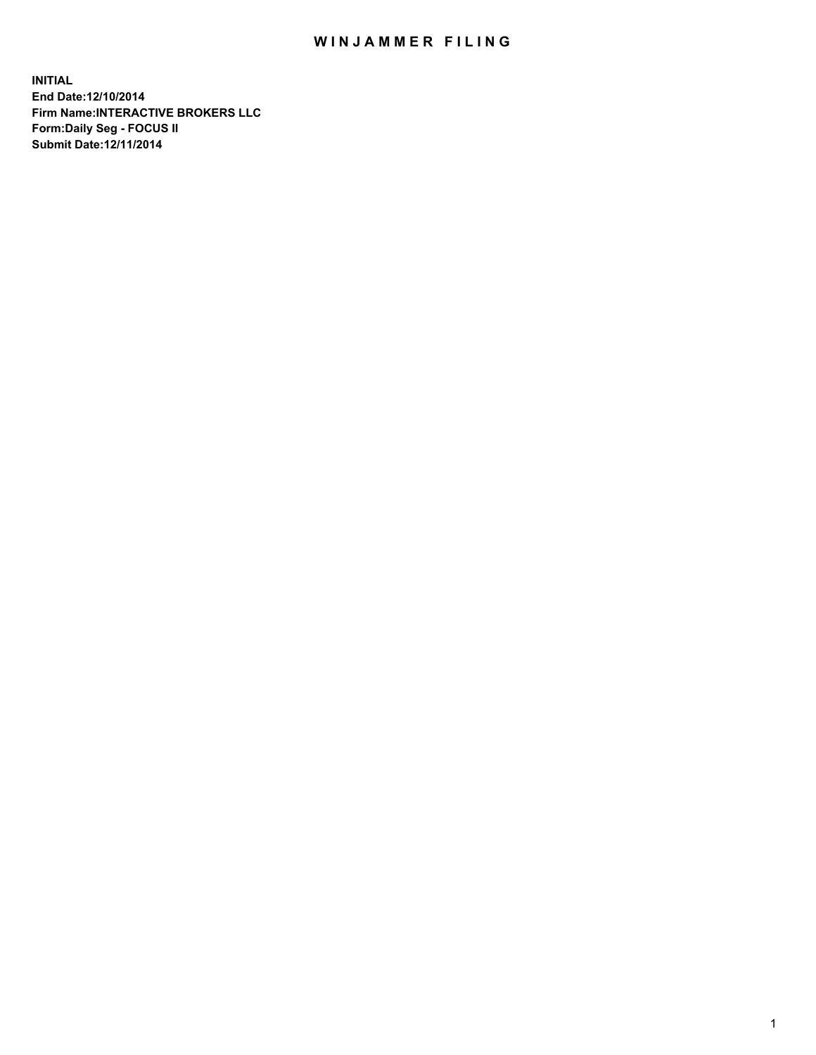# WINJAMMER FILING

**INITIAL**
**End Date:12/10/2014**
**Firm Name:INTERACTIVE BROKERS LLC**
**Form:Daily Seg - FOCUS II**
**Submit Date:12/11/2014**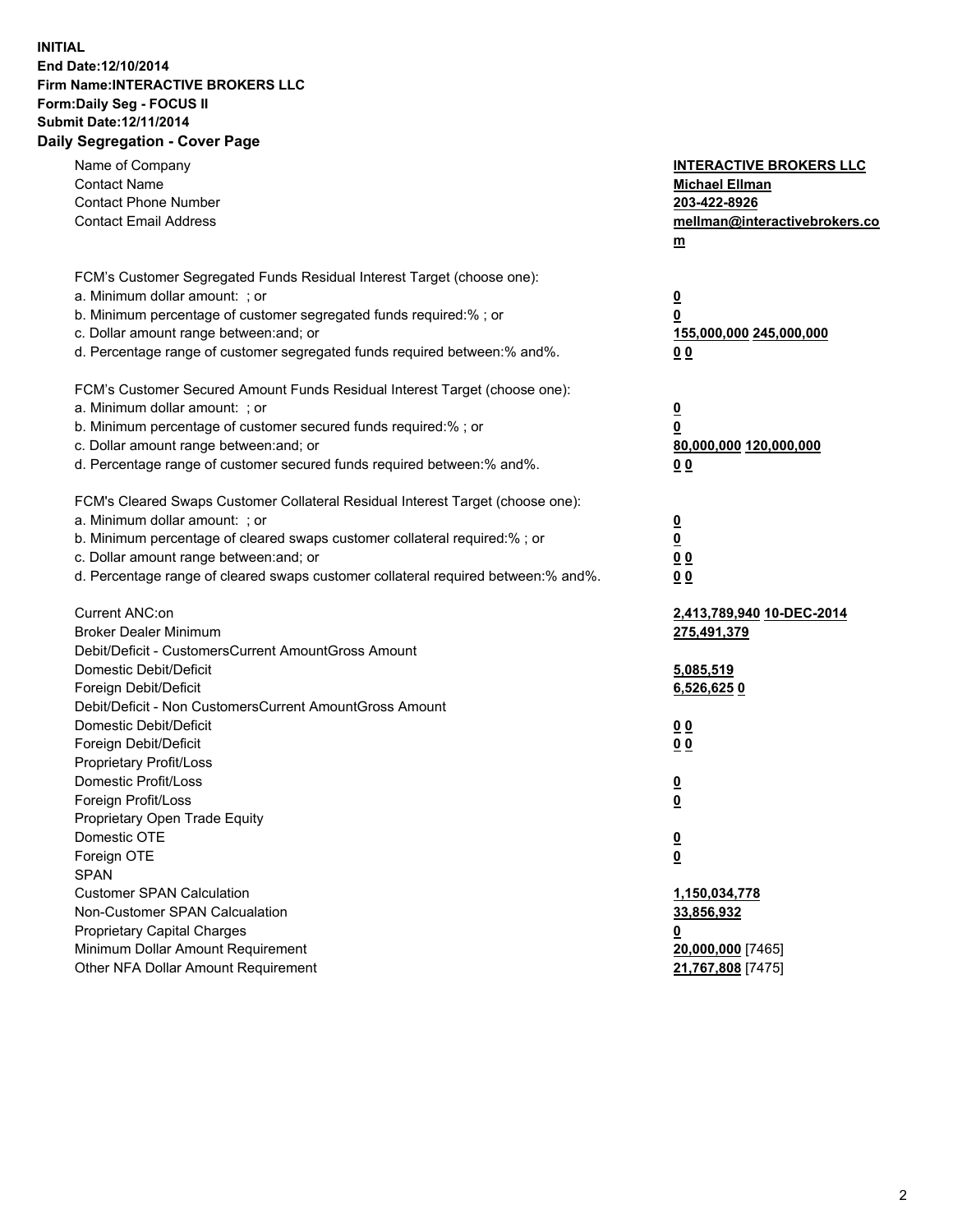**INITIAL**
**End Date:12/10/2014**
**Firm Name:INTERACTIVE BROKERS LLC**
**Form:Daily Seg - FOCUS II**
**Submit Date:12/11/2014**

## Daily Segregation - Cover Page

| | |
|---|---|
| Name of Company | **INTERACTIVE BROKERS LLC** |
| Contact Name | **Michael Ellman** |
| Contact Phone Number | **203-422-8926** |
| Contact Email Address | **mellman@interactivebrokers.com** |
| FCM's Customer Segregated Funds Residual Interest Target (choose one): | |
| a. Minimum dollar amount: ; or | **0** |
| b. Minimum percentage of customer segregated funds required:% ; or | **0** |
| c. Dollar amount range between:and; or | **155,000,000 245,000,000** |
| d. Percentage range of customer segregated funds required between:% and%. | **0 0** |
| FCM's Customer Secured Amount Funds Residual Interest Target (choose one): | |
| a. Minimum dollar amount: ; or | **0** |
| b. Minimum percentage of customer secured funds required:% ; or | **0** |
| c. Dollar amount range between:and; or | **80,000,000 120,000,000** |
| d. Percentage range of customer secured funds required between:% and%. | **0 0** |
| FCM's Cleared Swaps Customer Collateral Residual Interest Target (choose one): | |
| a. Minimum dollar amount: ; or | **0** |
| b. Minimum percentage of cleared swaps customer collateral required:% ; or | **0** |
| c. Dollar amount range between:and; or | **0 0** |
| d. Percentage range of cleared swaps customer collateral required between:% and%. | **0 0** |
| Current ANC:on | **2,413,789,940 10-DEC-2014** |
| Broker Dealer Minimum | **275,491,379** |
| Debit/Deficit - CustomersCurrent AmountGross Amount | |
| Domestic Debit/Deficit | **5,085,519** |
| Foreign Debit/Deficit | **6,526,625 0** |
| Debit/Deficit - Non CustomersCurrent AmountGross Amount | |
| Domestic Debit/Deficit | **0 0** |
| Foreign Debit/Deficit | **0 0** |
| Proprietary Profit/Loss | |
| Domestic Profit/Loss | **0** |
| Foreign Profit/Loss | **0** |
| Proprietary Open Trade Equity | |
| Domestic OTE | **0** |
| Foreign OTE | **0** |
| SPAN | |
| Customer SPAN Calculation | **1,150,034,778** |
| Non-Customer SPAN Calcualation | **33,856,932** |
| Proprietary Capital Charges | **0** |
| Minimum Dollar Amount Requirement | **20,000,000** [7465] |
| Other NFA Dollar Amount Requirement | **21,767,808** [7475] |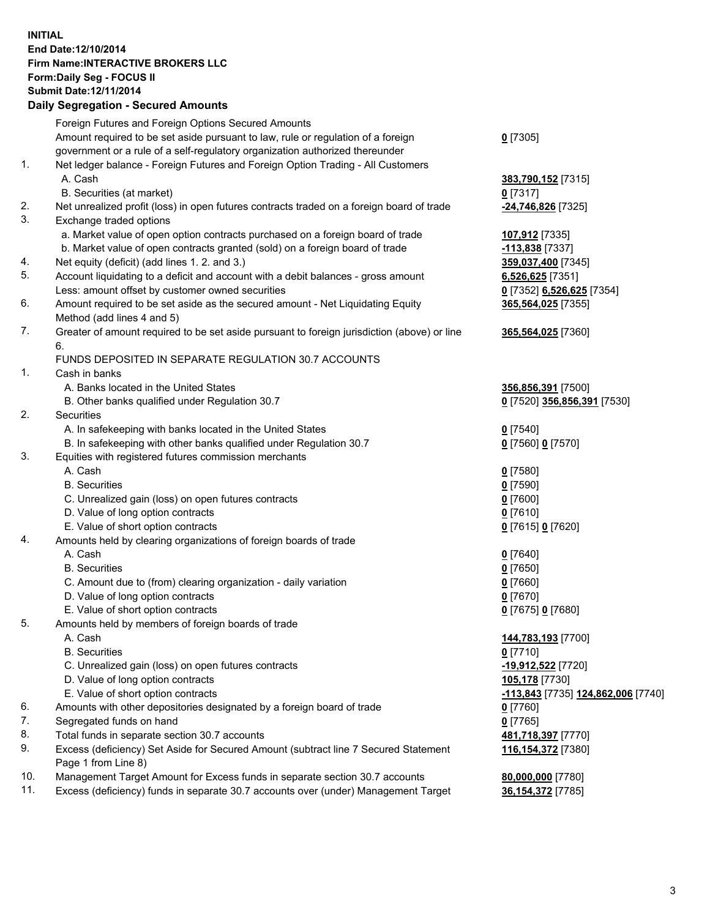**INITIAL**
**End Date:12/10/2014**
**Firm Name:INTERACTIVE BROKERS LLC**
**Form:Daily Seg - FOCUS II**
**Submit Date:12/11/2014**

## Daily Segregation - Secured Amounts

| | | |
|---|---|---|
| | Foreign Futures and Foreign Options Secured Amounts | |
| | Amount required to be set aside pursuant to law, rule or regulation of a foreign government or a rule of a self-regulatory organization authorized thereunder | **0** [7305] |
| 1. | Net ledger balance - Foreign Futures and Foreign Option Trading - All Customers | |
| | A. Cash | **383,790,152** [7315] |
| | B. Securities (at market) | **0** [7317] |
| 2. | Net unrealized profit (loss) in open futures contracts traded on a foreign board of trade | **-24,746,826** [7325] |
| 3. | Exchange traded options | |
| | a. Market value of open option contracts purchased on a foreign board of trade | **107,912** [7335] |
| | b. Market value of open contracts granted (sold) on a foreign board of trade | **-113,838** [7337] |
| 4. | Net equity (deficit) (add lines 1. 2. and 3.) | **359,037,400** [7345] |
| 5. | Account liquidating to a deficit and account with a debit balances - gross amount | **6,526,625** [7351] |
| | Less: amount offset by customer owned securities | **0** [7352] **6,526,625** [7354] |
| 6. | Amount required to be set aside as the secured amount - Net Liquidating Equity Method (add lines 4 and 5) | **365,564,025** [7355] |
| 7. | Greater of amount required to be set aside pursuant to foreign jurisdiction (above) or line 6. | **365,564,025** [7360] |
| | FUNDS DEPOSITED IN SEPARATE REGULATION 30.7 ACCOUNTS | |
| 1. | Cash in banks | |
| | A. Banks located in the United States | **356,856,391** [7500] |
| | B. Other banks qualified under Regulation 30.7 | **0** [7520] **356,856,391** [7530] |
| 2. | Securities | |
| | A. In safekeeping with banks located in the United States | **0** [7540] |
| | B. In safekeeping with other banks qualified under Regulation 30.7 | **0** [7560] **0** [7570] |
| 3. | Equities with registered futures commission merchants | |
| | A. Cash | **0** [7580] |
| | B. Securities | **0** [7590] |
| | C. Unrealized gain (loss) on open futures contracts | **0** [7600] |
| | D. Value of long option contracts | **0** [7610] |
| | E. Value of short option contracts | **0** [7615] **0** [7620] |
| 4. | Amounts held by clearing organizations of foreign boards of trade | |
| | A. Cash | **0** [7640] |
| | B. Securities | **0** [7650] |
| | C. Amount due to (from) clearing organization - daily variation | **0** [7660] |
| | D. Value of long option contracts | **0** [7670] |
| | E. Value of short option contracts | **0** [7675] **0** [7680] |
| 5. | Amounts held by members of foreign boards of trade | |
| | A. Cash | **144,783,193** [7700] |
| | B. Securities | **0** [7710] |
| | C. Unrealized gain (loss) on open futures contracts | **-19,912,522** [7720] |
| | D. Value of long option contracts | **105,178** [7730] |
| | E. Value of short option contracts | **-113,843** [7735] **124,862,006** [7740] |
| 6. | Amounts with other depositories designated by a foreign board of trade | **0** [7760] |
| 7. | Segregated funds on hand | **0** [7765] |
| 8. | Total funds in separate section 30.7 accounts | **481,718,397** [7770] |
| 9. | Excess (deficiency) Set Aside for Secured Amount (subtract line 7 Secured Statement Page 1 from Line 8) | **116,154,372** [7380] |
| 10. | Management Target Amount for Excess funds in separate section 30.7 accounts | **80,000,000** [7780] |
| 11. | Excess (deficiency) funds in separate 30.7 accounts over (under) Management Target | **36,154,372** [7785] |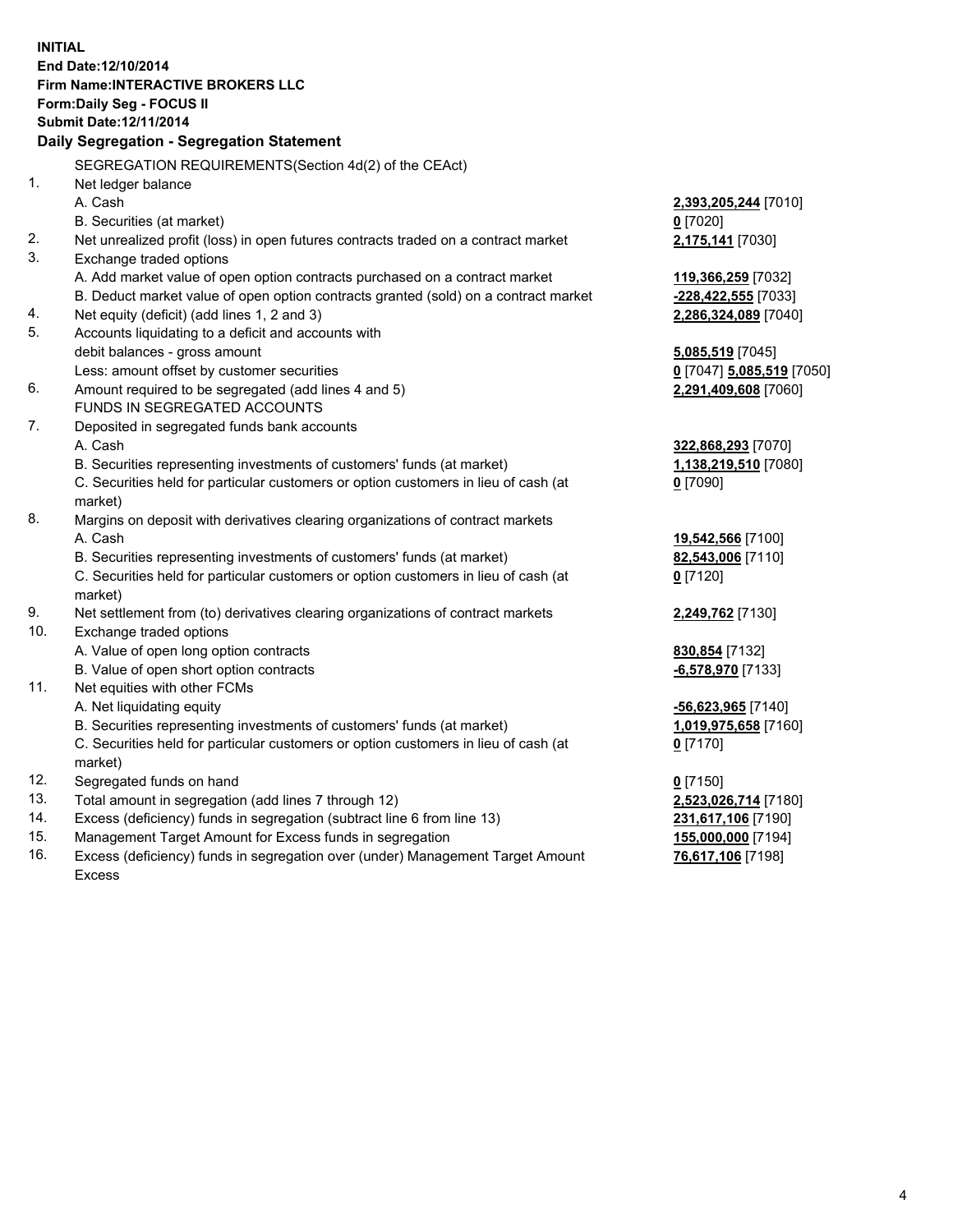**INITIAL**
**End Date:12/10/2014**
**Firm Name:INTERACTIVE BROKERS LLC**
**Form:Daily Seg - FOCUS II**
**Submit Date:12/11/2014**

## Daily Segregation - Segregation Statement

SEGREGATION REQUIREMENTS(Section 4d(2) of the CEAct)

| | | |
|---|---|---|
| 1. | Net ledger balance | |
| | A. Cash | **2,393,205,244** [7010] |
| | B. Securities (at market) | **0** [7020] |
| 2. | Net unrealized profit (loss) in open futures contracts traded on a contract market | **2,175,141** [7030] |
| 3. | Exchange traded options | |
| | A. Add market value of open option contracts purchased on a contract market | **119,366,259** [7032] |
| | B. Deduct market value of open option contracts granted (sold) on a contract market | **-228,422,555** [7033] |
| 4. | Net equity (deficit) (add lines 1, 2 and 3) | **2,286,324,089** [7040] |
| 5. | Accounts liquidating to a deficit and accounts with | |
| | debit balances - gross amount | **5,085,519** [7045] |
| | Less: amount offset by customer securities | **0** [7047] **5,085,519** [7050] |
| 6. | Amount required to be segregated (add lines 4 and 5) | **2,291,409,608** [7060] |
| | FUNDS IN SEGREGATED ACCOUNTS | |
| 7. | Deposited in segregated funds bank accounts | |
| | A. Cash | **322,868,293** [7070] |
| | B. Securities representing investments of customers' funds (at market) | **1,138,219,510** [7080] |
| | C. Securities held for particular customers or option customers in lieu of cash (at market) | **0** [7090] |
| 8. | Margins on deposit with derivatives clearing organizations of contract markets | |
| | A. Cash | **19,542,566** [7100] |
| | B. Securities representing investments of customers' funds (at market) | **82,543,006** [7110] |
| | C. Securities held for particular customers or option customers in lieu of cash (at market) | **0** [7120] |
| 9. | Net settlement from (to) derivatives clearing organizations of contract markets | **2,249,762** [7130] |
| 10. | Exchange traded options | |
| | A. Value of open long option contracts | **830,854** [7132] |
| | B. Value of open short option contracts | **-6,578,970** [7133] |
| 11. | Net equities with other FCMs | |
| | A. Net liquidating equity | **-56,623,965** [7140] |
| | B. Securities representing investments of customers' funds (at market) | **1,019,975,658** [7160] |
| | C. Securities held for particular customers or option customers in lieu of cash (at market) | **0** [7170] |
| 12. | Segregated funds on hand | **0** [7150] |
| 13. | Total amount in segregation (add lines 7 through 12) | **2,523,026,714** [7180] |
| 14. | Excess (deficiency) funds in segregation (subtract line 6 from line 13) | **231,617,106** [7190] |
| 15. | Management Target Amount for Excess funds in segregation | **155,000,000** [7194] |
| 16. | Excess (deficiency) funds in segregation over (under) Management Target Amount Excess | **76,617,106** [7198] |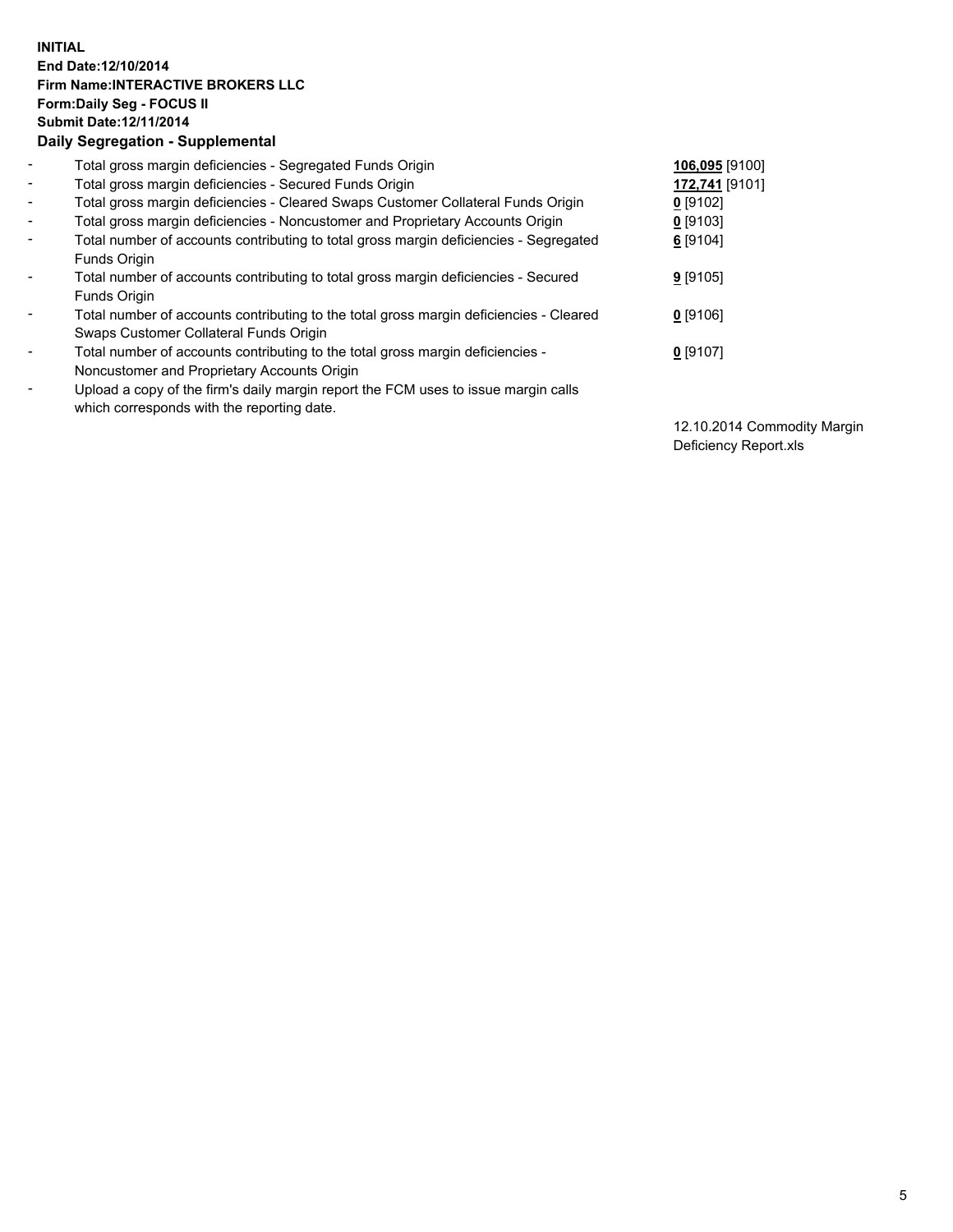**INITIAL**
**End Date:12/10/2014**
**Firm Name:INTERACTIVE BROKERS LLC**
**Form:Daily Seg - FOCUS II**
**Submit Date:12/11/2014**

**Daily Segregation - Supplemental**

| | | |
|---|---|---|
| - | Total gross margin deficiencies - Segregated Funds Origin | **106,095** [9100] |
| - | Total gross margin deficiencies - Secured Funds Origin | **172,741** [9101] |
| - | Total gross margin deficiencies - Cleared Swaps Customer Collateral Funds Origin | **0** [9102] |
| - | Total gross margin deficiencies - Noncustomer and Proprietary Accounts Origin | **0** [9103] |
| - | Total number of accounts contributing to total gross margin deficiencies - Segregated Funds Origin | **6** [9104] |
| - | Total number of accounts contributing to total gross margin deficiencies - Secured Funds Origin | **9** [9105] |
| - | Total number of accounts contributing to the total gross margin deficiencies - Cleared Swaps Customer Collateral Funds Origin | **0** [9106] |
| - | Total number of accounts contributing to the total gross margin deficiencies - Noncustomer and Proprietary Accounts Origin | **0** [9107] |
| - | Upload a copy of the firm's daily margin report the FCM uses to issue margin calls which corresponds with the reporting date. | 12.10.2014 Commodity Margin Deficiency Report.xls |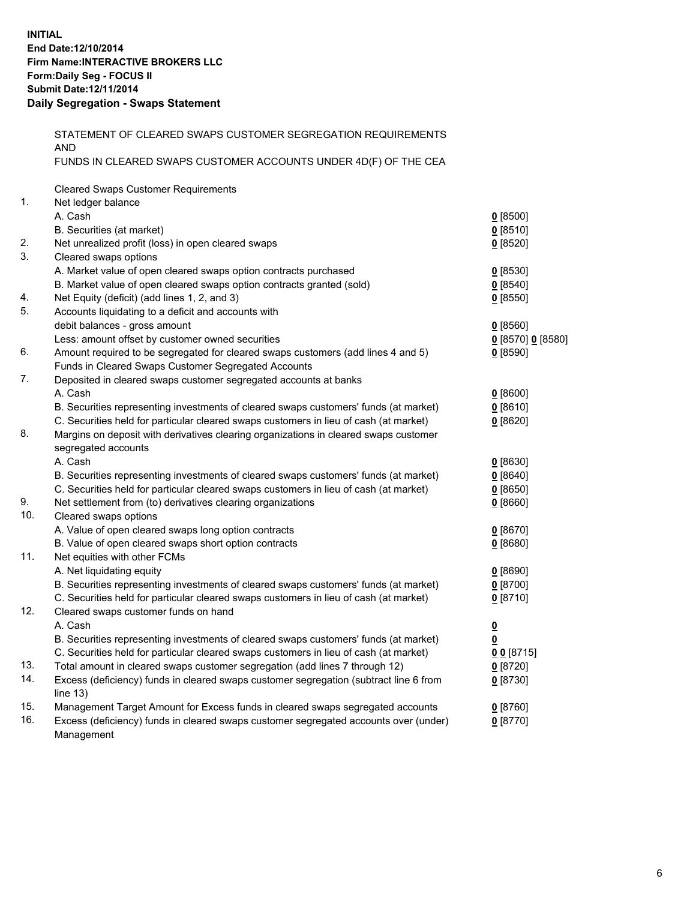**INITIAL**
**End Date:12/10/2014**
**Firm Name:INTERACTIVE BROKERS LLC**
**Form:Daily Seg - FOCUS II**
**Submit Date:12/11/2014**
**Daily Segregation - Swaps Statement**

STATEMENT OF CLEARED SWAPS CUSTOMER SEGREGATION REQUIREMENTS AND FUNDS IN CLEARED SWAPS CUSTOMER ACCOUNTS UNDER 4D(F) OF THE CEA

| | | |
|---|---|---|
| | Cleared Swaps Customer Requirements | |
| 1. | Net ledger balance | |
| | A. Cash | 0 [8500] |
| | B. Securities (at market) | 0 [8510] |
| 2. | Net unrealized profit (loss) in open cleared swaps | 0 [8520] |
| 3. | Cleared swaps options | |
| | A. Market value of open cleared swaps option contracts purchased | 0 [8530] |
| | B. Market value of open cleared swaps option contracts granted (sold) | 0 [8540] |
| 4. | Net Equity (deficit) (add lines 1, 2, and 3) | 0 [8550] |
| 5. | Accounts liquidating to a deficit and accounts with debit balances - gross amount | 0 [8560] |
| | Less: amount offset by customer owned securities | 0 [8570] 0 [8580] |
| 6. | Amount required to be segregated for cleared swaps customers (add lines 4 and 5) | 0 [8590] |
| | Funds in Cleared Swaps Customer Segregated Accounts | |
| 7. | Deposited in cleared swaps customer segregated accounts at banks | |
| | A. Cash | 0 [8600] |
| | B. Securities representing investments of cleared swaps customers' funds (at market) | 0 [8610] |
| | C. Securities held for particular cleared swaps customers in lieu of cash (at market) | 0 [8620] |
| 8. | Margins on deposit with derivatives clearing organizations in cleared swaps customer segregated accounts | |
| | A. Cash | 0 [8630] |
| | B. Securities representing investments of cleared swaps customers' funds (at market) | 0 [8640] |
| | C. Securities held for particular cleared swaps customers in lieu of cash (at market) | 0 [8650] |
| 9. | Net settlement from (to) derivatives clearing organizations | 0 [8660] |
| 10. | Cleared swaps options | |
| | A. Value of open cleared swaps long option contracts | 0 [8670] |
| | B. Value of open cleared swaps short option contracts | 0 [8680] |
| 11. | Net equities with other FCMs | |
| | A. Net liquidating equity | 0 [8690] |
| | B. Securities representing investments of cleared swaps customers' funds (at market) | 0 [8700] |
| | C. Securities held for particular cleared swaps customers in lieu of cash (at market) | 0 [8710] |
| 12. | Cleared swaps customer funds on hand | |
| | A. Cash | 0 |
| | B. Securities representing investments of cleared swaps customers' funds (at market) | 0 |
| | C. Securities held for particular cleared swaps customers in lieu of cash (at market) | 0 0 [8715] |
| 13. | Total amount in cleared swaps customer segregation (add lines 7 through 12) | 0 [8720] |
| 14. | Excess (deficiency) funds in cleared swaps customer segregation (subtract line 6 from line 13) | 0 [8730] |
| 15. | Management Target Amount for Excess funds in cleared swaps segregated accounts | 0 [8760] |
| 16. | Excess (deficiency) funds in cleared swaps customer segregated accounts over (under) Management | 0 [8770] |